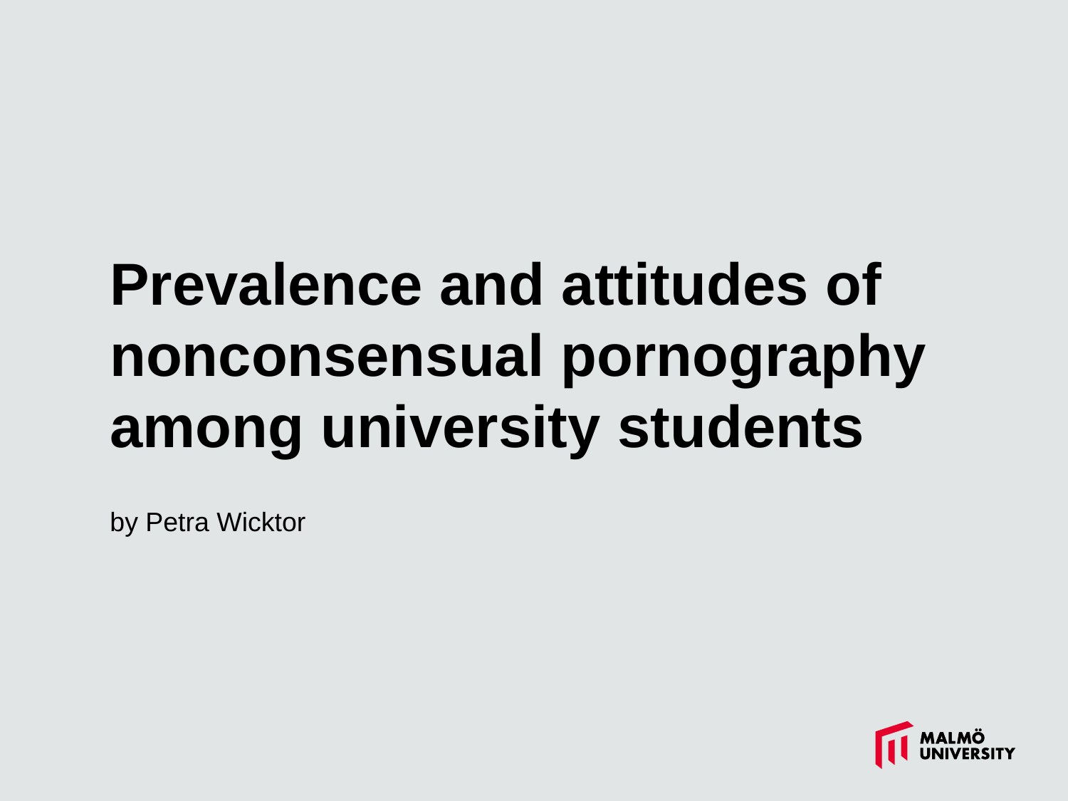# Prevalence and attitudes of nonconsensual pornography among university students

by Petra Wicktor

MALMÖ UNIVERSITY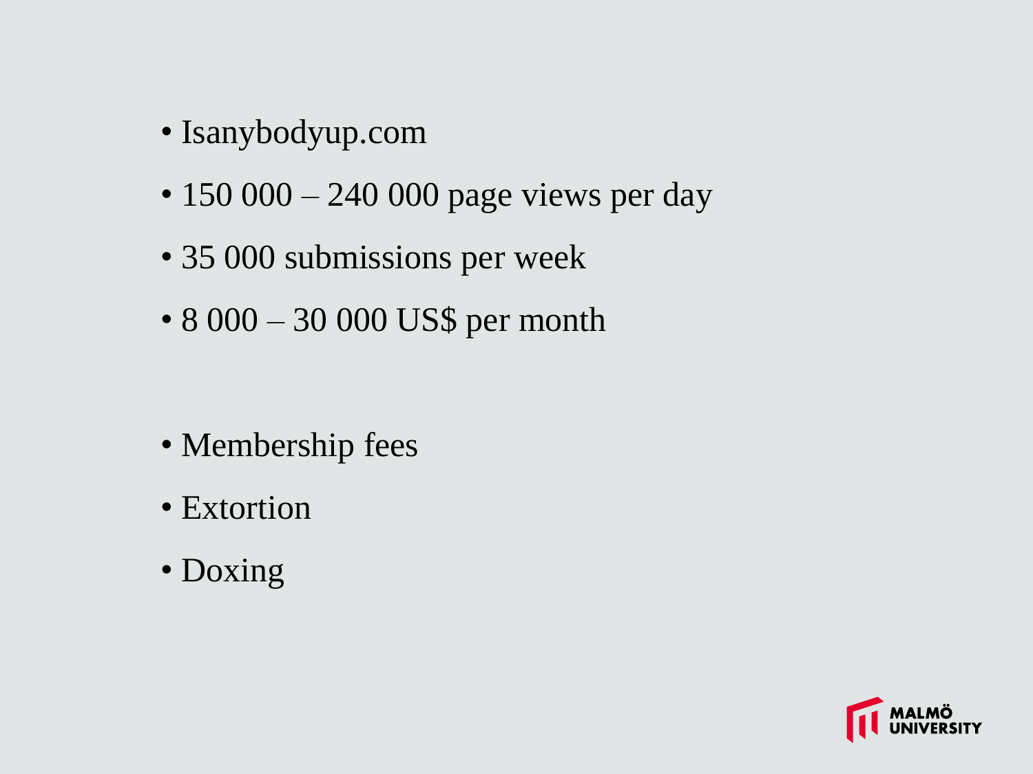- Isanybodyup.com
- 150 000 – 240 000 page views per day
- 35 000 submissions per week
- 8 000 – 30 000 US$ per month

- Membership fees
- Extortion
- Doxing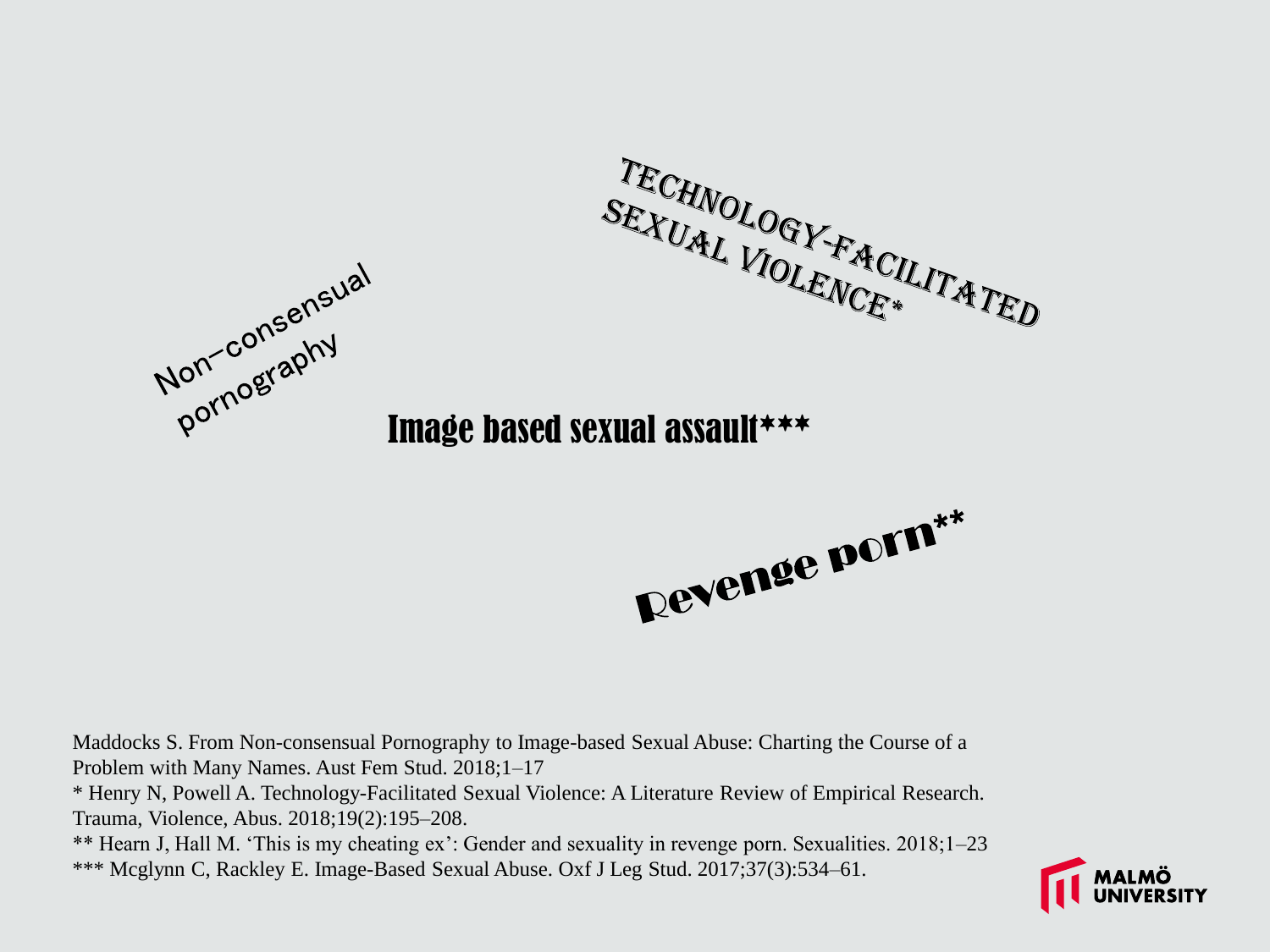Technology-Facilitated Sexual Violence*

Non-consensual pornography

Image based sexual assault***

Revenge porn**

Maddocks S. From Non-consensual Pornography to Image-based Sexual Abuse: Charting the Course of a Problem with Many Names. Aust Fem Stud. 2018;1–17

* Henry N, Powell A. Technology-Facilitated Sexual Violence: A Literature Review of Empirical Research. Trauma, Violence, Abus. 2018;19(2):195–208.

** Hearn J, Hall M. 'This is my cheating ex': Gender and sexuality in revenge porn. Sexualities. 2018;1–23

*** Mcglynn C, Rackley E. Image-Based Sexual Abuse. Oxf J Leg Stud. 2017;37(3):534–61.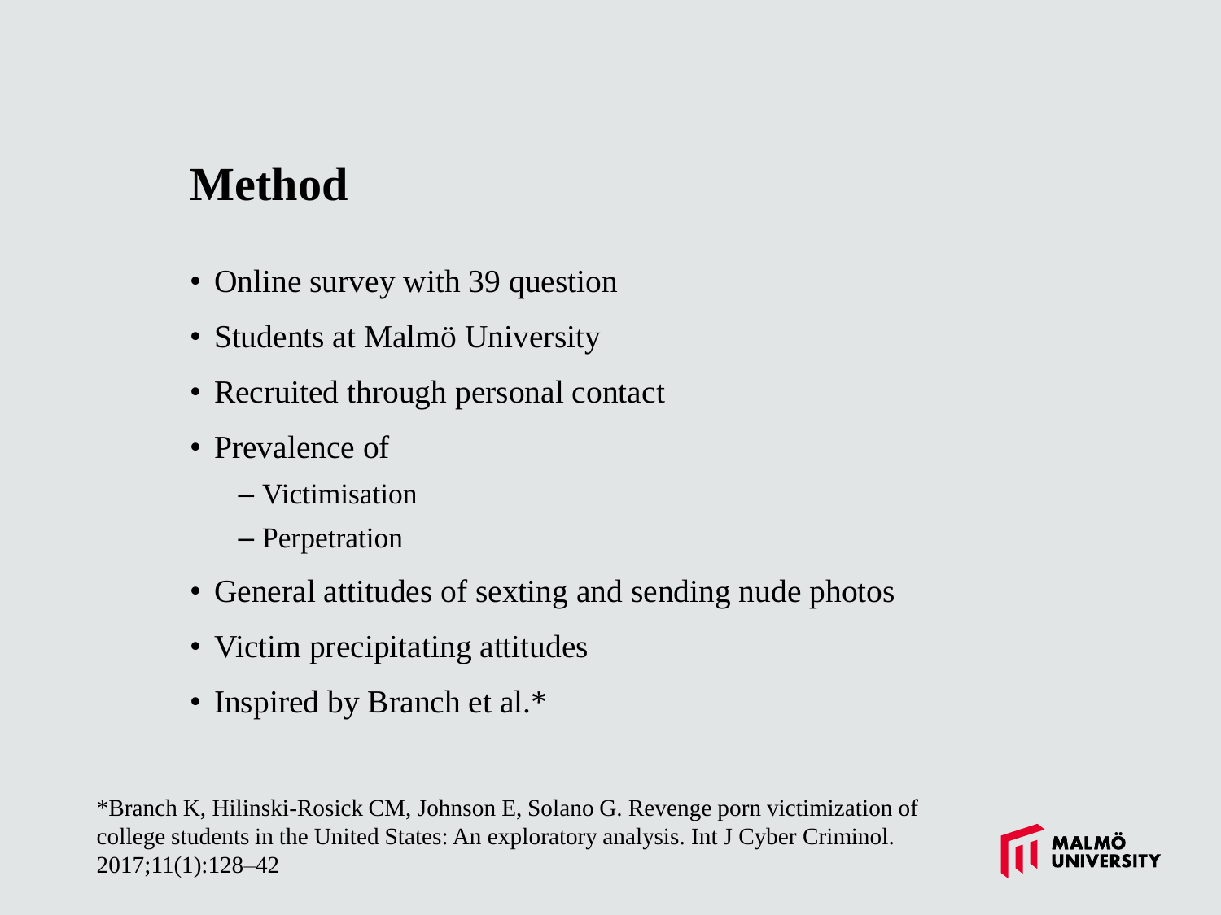# Method

- Online survey with 39 question
- Students at Malmö University
- Recruited through personal contact
- Prevalence of
  - Victimisation
  - Perpetration
- General attitudes of sexting and sending nude photos
- Victim precipitating attitudes
- Inspired by Branch et al.*

*Branch K, Hilinski-Rosick CM, Johnson E, Solano G. Revenge porn victimization of college students in the United States: An exploratory analysis. Int J Cyber Criminol. 2017;11(1):128–42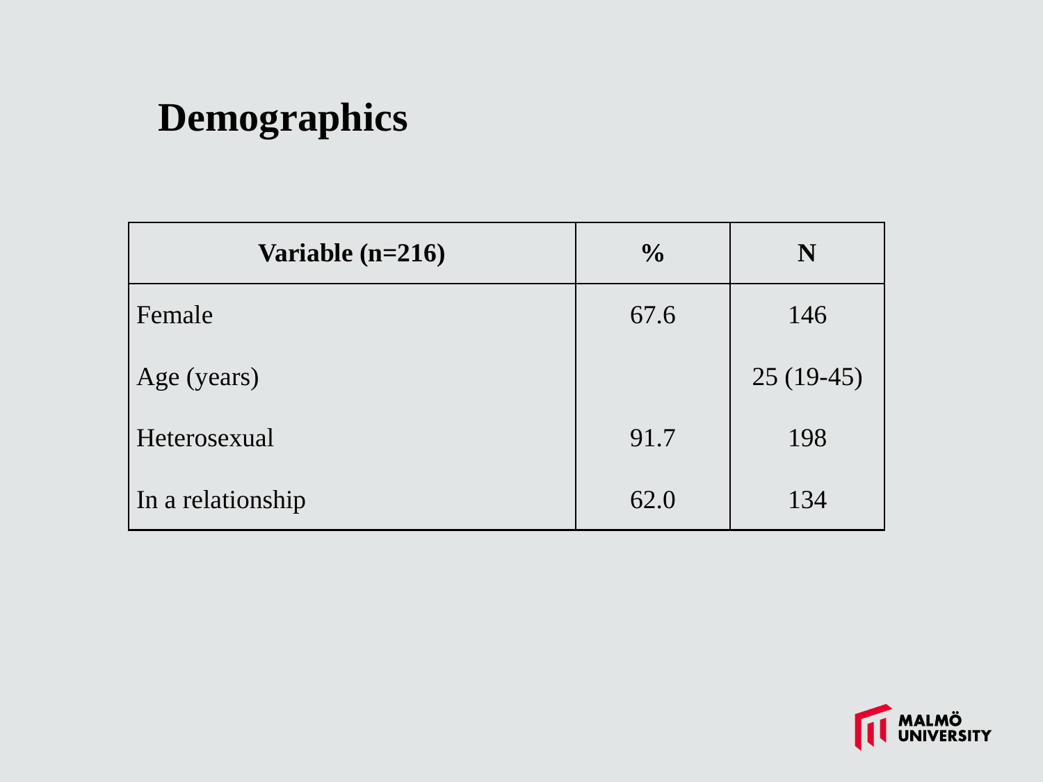# Demographics

| Variable (n=216) | % | N |
|---|---|---|
| Female | 67.6 | 146 |
| Age (years) | | 25 (19-45) |
| Heterosexual | 91.7 | 198 |
| In a relationship | 62.0 | 134 |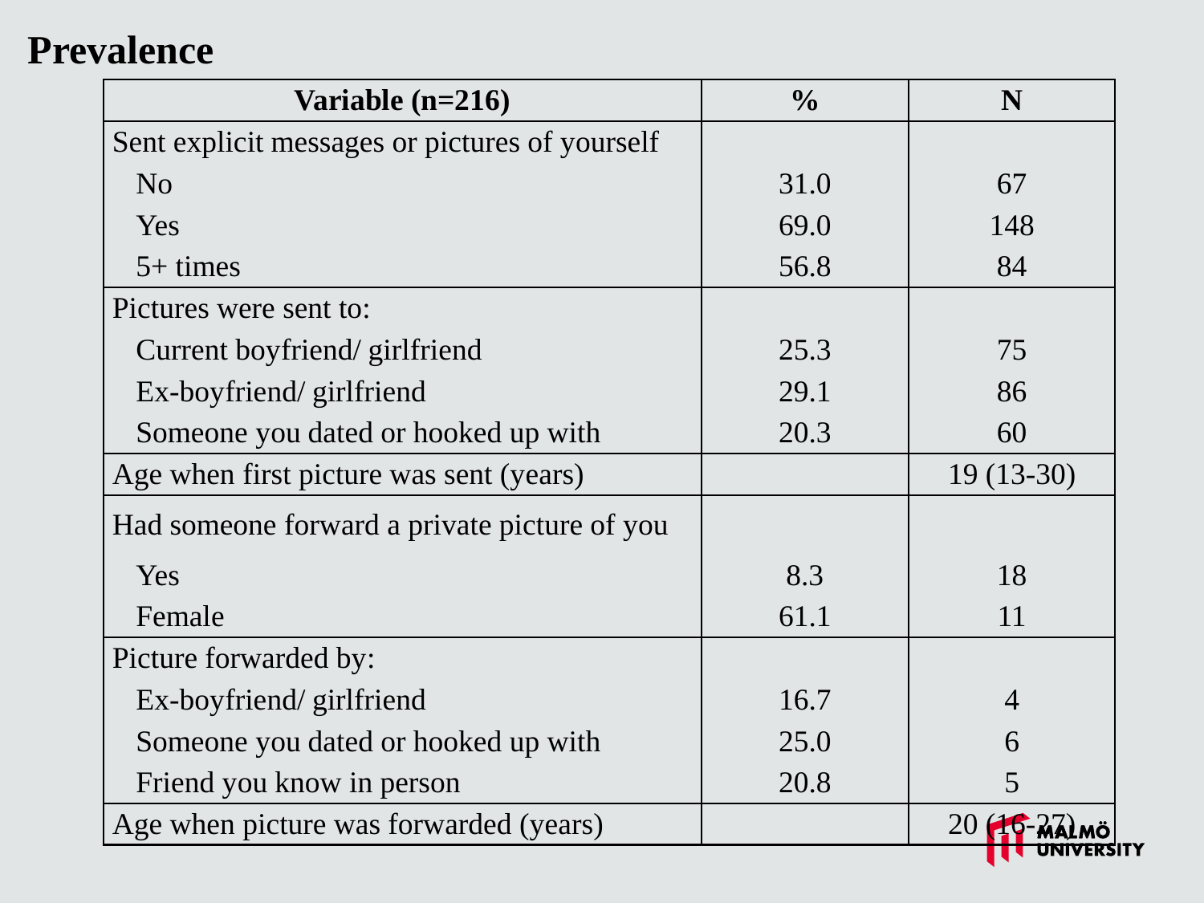# Prevalence

| Variable (n=216) | % | N |
|---|---|---|
| Sent explicit messages or pictures of yourself | | |
| No | 31.0 | 67 |
| Yes | 69.0 | 148 |
| 5+ times | 56.8 | 84 |
| Pictures were sent to: | | |
| Current boyfriend/ girlfriend | 25.3 | 75 |
| Ex-boyfriend/ girlfriend | 29.1 | 86 |
| Someone you dated or hooked up with | 20.3 | 60 |
| Age when first picture was sent (years) | | 19 (13-30) |
| Had someone forward a private picture of you | | |
| Yes | 8.3 | 18 |
| Female | 61.1 | 11 |
| Picture forwarded by: | | |
| Ex-boyfriend/ girlfriend | 16.7 | 4 |
| Someone you dated or hooked up with | 25.0 | 6 |
| Friend you know in person | 20.8 | 5 |
| Age when picture was forwarded (years) | | 20 (16-27) |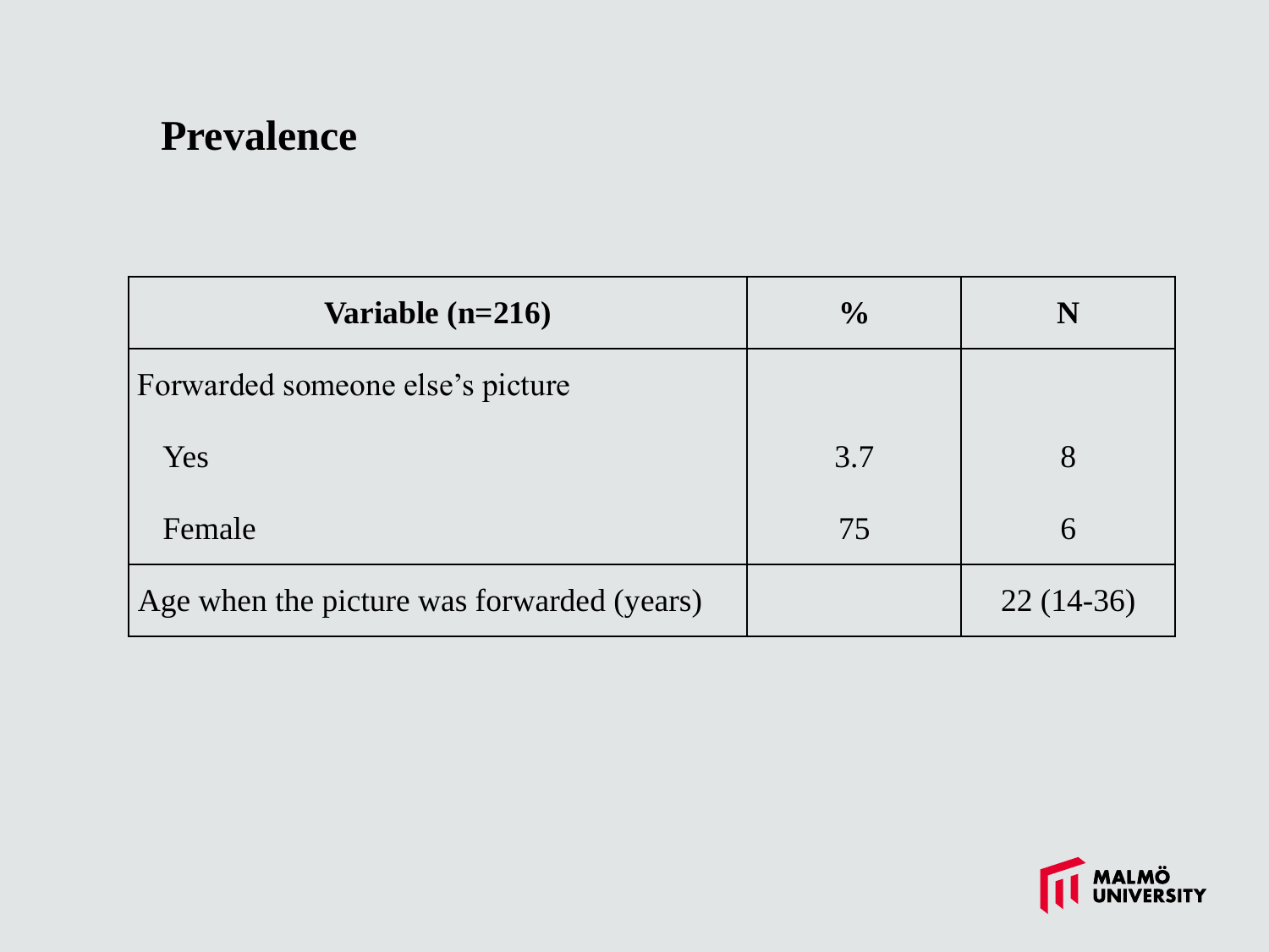## Prevalence

| Variable (n=216) | % | N |
|---|---|---|
| Forwarded someone else's picture | | |
| Yes | 3.7 | 8 |
| Female | 75 | 6 |
| Age when the picture was forwarded (years) | | 22 (14-36) |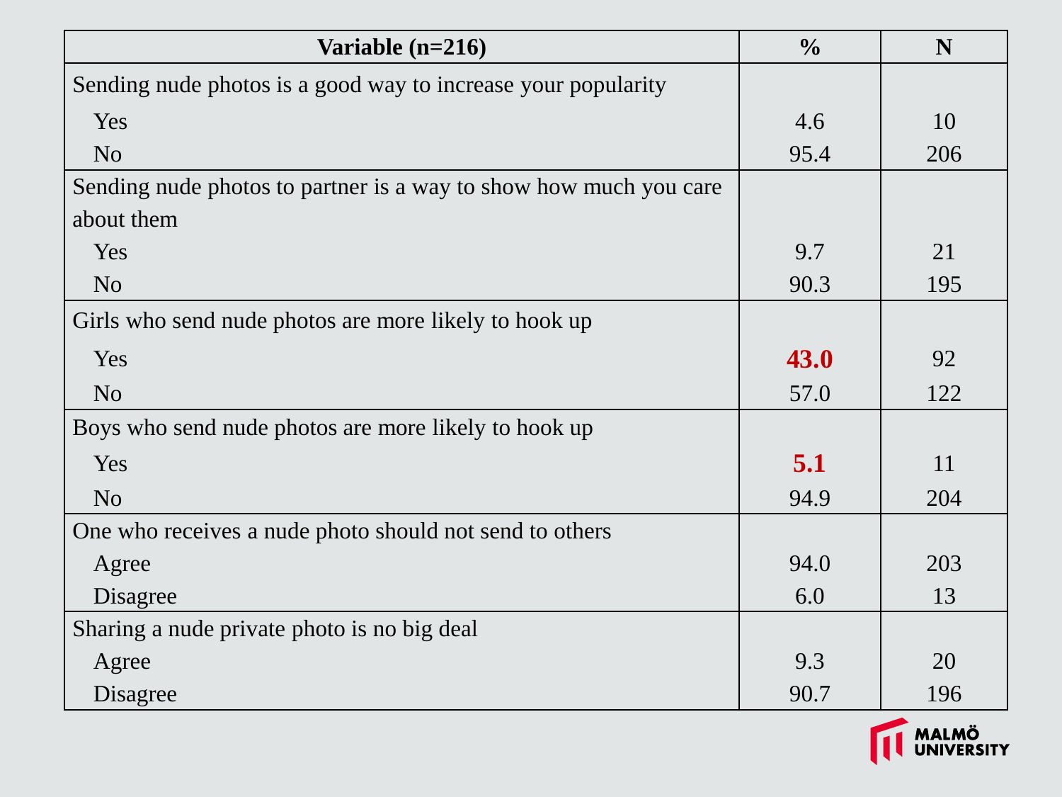| Variable (n=216) | % | N |
|---|---|---|
| Sending nude photos is a good way to increase your popularity | | |
| Yes | 4.6 | 10 |
| No | 95.4 | 206 |
| Sending nude photos to partner is a way to show how much you care about them | | |
| Yes | 9.7 | 21 |
| No | 90.3 | 195 |
| Girls who send nude photos are more likely to hook up | | |
| Yes | **43.0** | 92 |
| No | 57.0 | 122 |
| Boys who send nude photos are more likely to hook up | | |
| Yes | **5.1** | 11 |
| No | 94.9 | 204 |
| One who receives a nude photo should not send to others | | |
| Agree | 94.0 | 203 |
| Disagree | 6.0 | 13 |
| Sharing a nude private photo is no big deal | | |
| Agree | 9.3 | 20 |
| Disagree | 90.7 | 196 |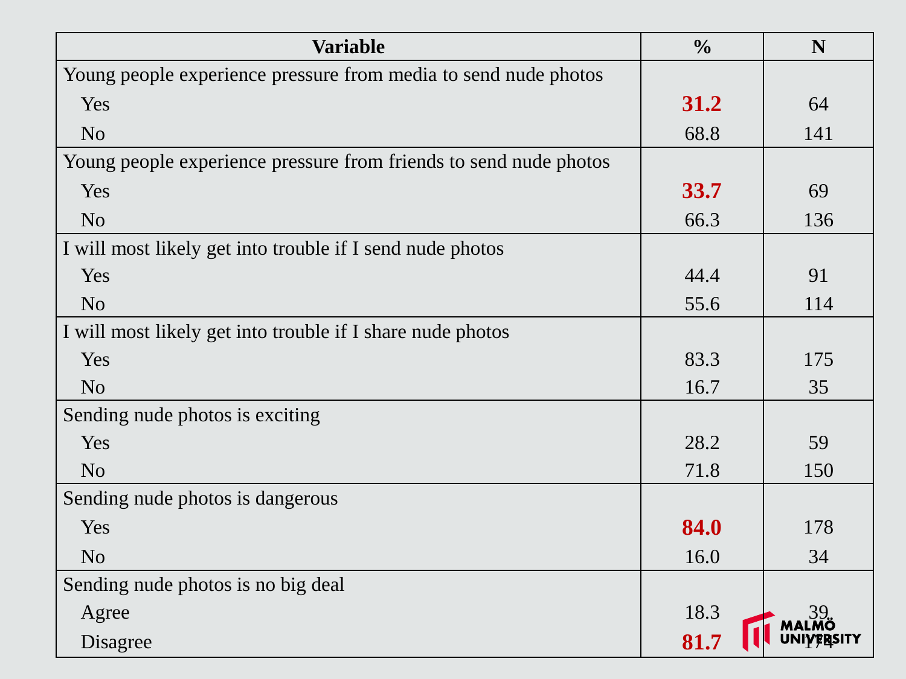| Variable | % | N |
|---|---|---|
| Young people experience pressure from media to send nude photos | | |
| Yes | **31.2** | 64 |
| No | 68.8 | 141 |
| Young people experience pressure from friends to send nude photos | | |
| Yes | **33.7** | 69 |
| No | 66.3 | 136 |
| I will most likely get into trouble if I send nude photos | | |
| Yes | 44.4 | 91 |
| No | 55.6 | 114 |
| I will most likely get into trouble if I share nude photos | | |
| Yes | 83.3 | 175 |
| No | 16.7 | 35 |
| Sending nude photos is exciting | | |
| Yes | 28.2 | 59 |
| No | 71.8 | 150 |
| Sending nude photos is dangerous | | |
| Yes | **84.0** | 178 |
| No | 16.0 | 34 |
| Sending nude photos is no big deal | | |
| Agree | 18.3 | 39 |
| Disagree | **81.7** | 174 |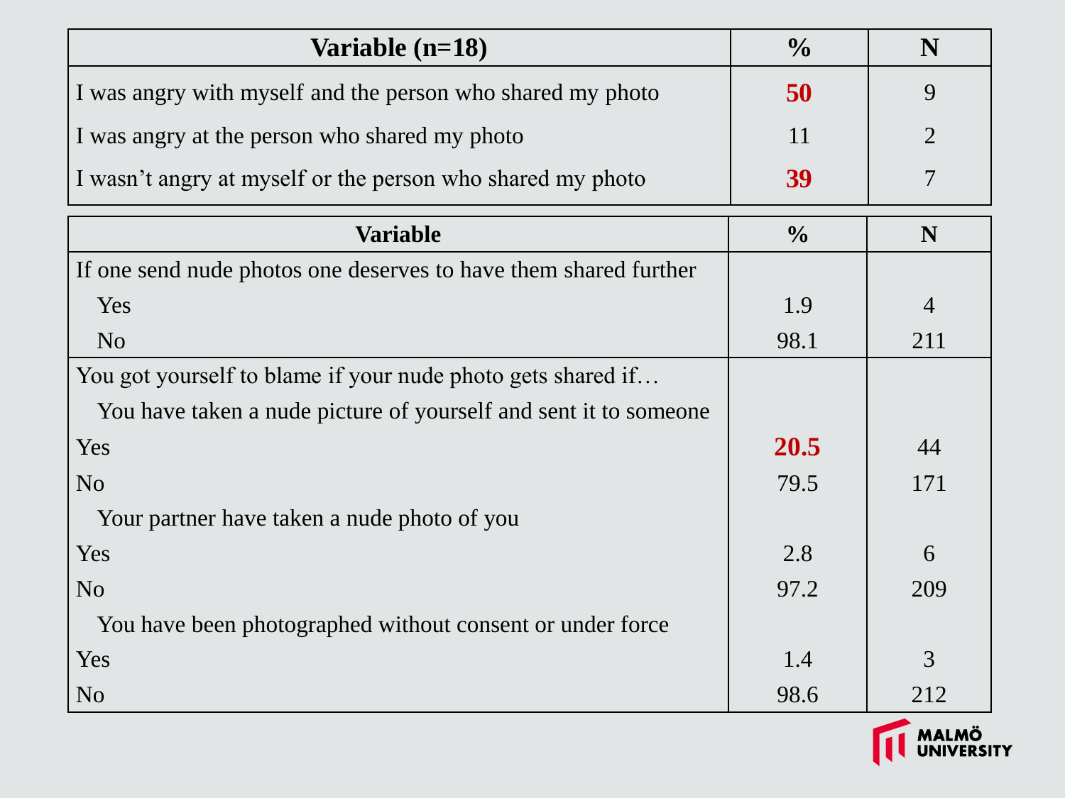| Variable (n=18) | % | N |
|---|---|---|
| I was angry with myself and the person who shared my photo | **50** | 9 |
| I was angry at the person who shared my photo | 11 | 2 |
| I wasn't angry at myself or the person who shared my photo | **39** | 7 |

| Variable | % | N |
|---|---|---|
| If one send nude photos one deserves to have them shared further | | |
| Yes | 1.9 | 4 |
| No | 98.1 | 211 |
| You got yourself to blame if your nude photo gets shared if… | | |
| You have taken a nude picture of yourself and sent it to someone | | |
| Yes | **20.5** | 44 |
| No | 79.5 | 171 |
| Your partner have taken a nude photo of you | | |
| Yes | 2.8 | 6 |
| No | 97.2 | 209 |
| You have been photographed without consent or under force | | |
| Yes | 1.4 | 3 |
| No | 98.6 | 212 |

MALMÖ UNIVERSITY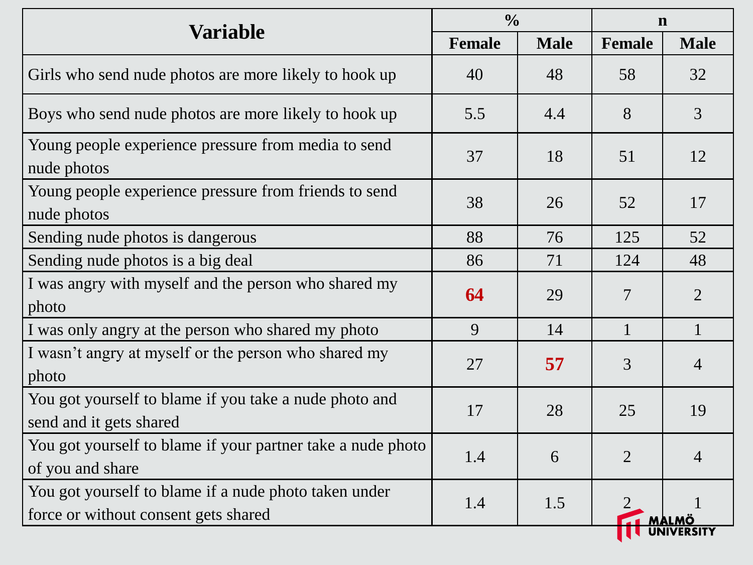| Variable | % | | n | |
|---|---|---|---|---|
| | Female | Male | Female | Male |
| Girls who send nude photos are more likely to hook up | 40 | 48 | 58 | 32 |
| Boys who send nude photos are more likely to hook up | 5.5 | 4.4 | 8 | 3 |
| Young people experience pressure from media to send nude photos | 37 | 18 | 51 | 12 |
| Young people experience pressure from friends to send nude photos | 38 | 26 | 52 | 17 |
| Sending nude photos is dangerous | 88 | 76 | 125 | 52 |
| Sending nude photos is a big deal | 86 | 71 | 124 | 48 |
| I was angry with myself and the person who shared my photo | **64** | 29 | 7 | 2 |
| I was only angry at the person who shared my photo | 9 | 14 | 1 | 1 |
| I wasn't angry at myself or the person who shared my photo | 27 | **57** | 3 | 4 |
| You got yourself to blame if you take a nude photo and send and it gets shared | 17 | 28 | 25 | 19 |
| You got yourself to blame if your partner take a nude photo of you and share | 1.4 | 6 | 2 | 4 |
| You got yourself to blame if a nude photo taken under force or without consent gets shared | 1.4 | 1.5 | 2 | 1 |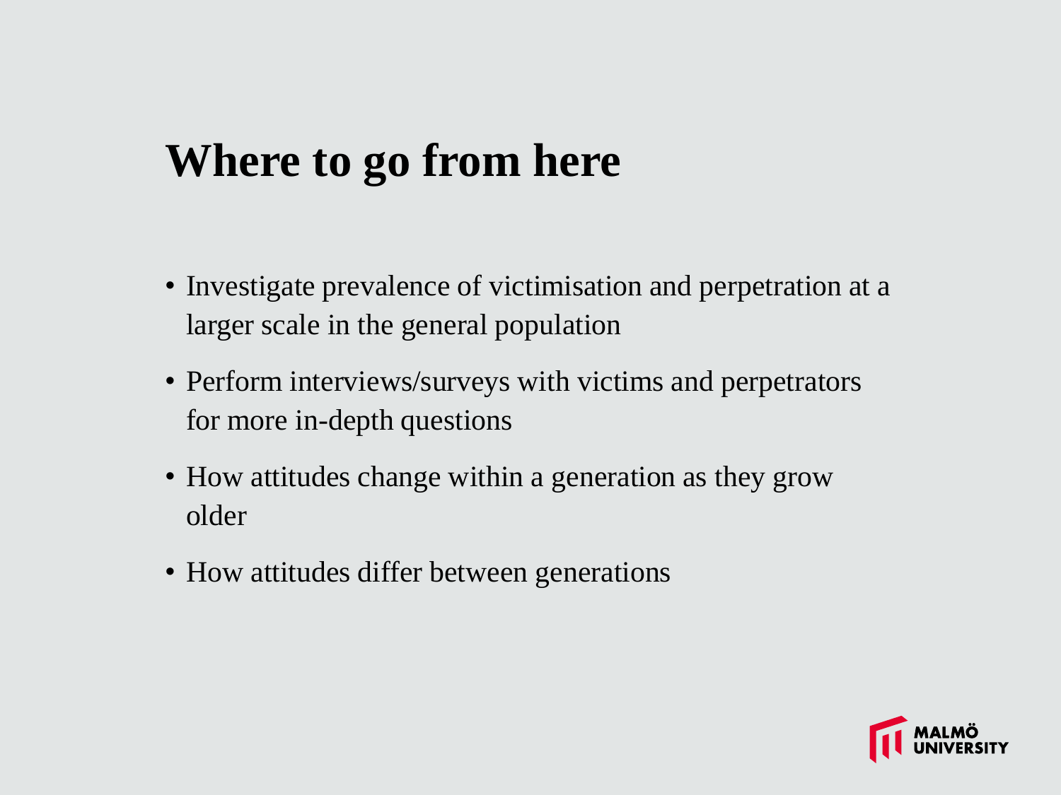# Where to go from here

- Investigate prevalence of victimisation and perpetration at a larger scale in the general population
- Perform interviews/surveys with victims and perpetrators for more in-depth questions
- How attitudes change within a generation as they grow older
- How attitudes differ between generations